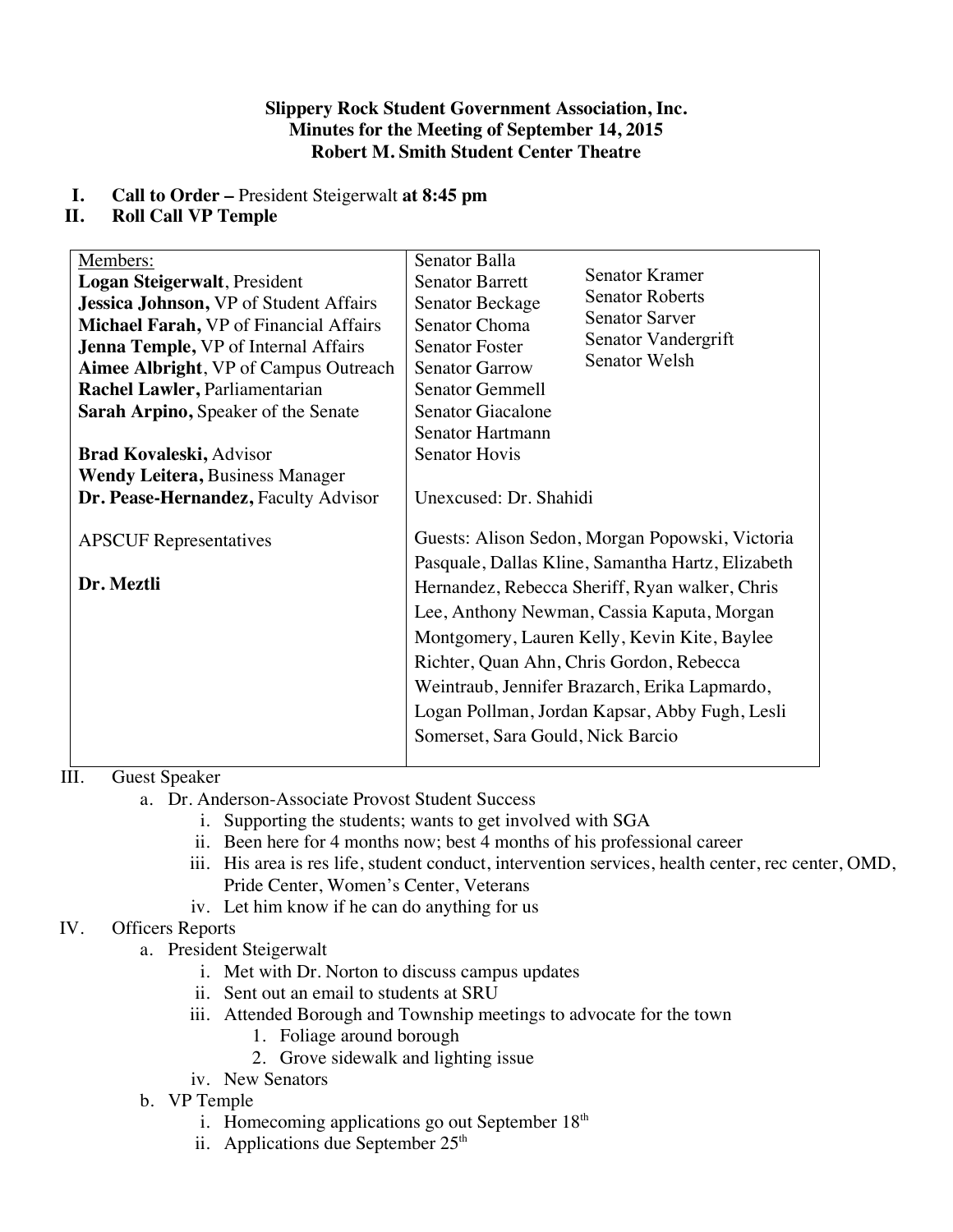**Slippery Rock Student Government Association, Inc.**
**Minutes for the Meeting of September 14, 2015**
**Robert M. Smith Student Center Theatre**

I. **Call to Order –** President Steigerwalt **at 8:45 pm**
II. **Roll Call VP Temple**

| Members: | Senators |
|---|---|
| **Logan Steigerwalt**, President<br>**Jessica Johnson,** VP of Student Affairs<br>**Michael Farah,** VP of Financial Affairs<br>**Jenna Temple,** VP of Internal Affairs<br>**Aimee Albright**, VP of Campus Outreach<br>**Rachel Lawler,** Parliamentarian<br>**Sarah Arpino,** Speaker of the Senate<br><br>**Brad Kovaleski,** Advisor<br>**Wendy Leitera,** Business Manager<br>**Dr. Pease-Hernandez,** Faculty Advisor<br><br>APSCUF Representatives<br><br>**Dr. Meztli** | Senator Balla<br>Senator Barrett<br>Senator Beckage<br>Senator Choma<br>Senator Foster<br>Senator Garrow<br>Senator Gemmell<br>Senator Giacalone<br>Senator Hartmann<br>Senator Hovis<br>Senator Kramer<br>Senator Roberts<br>Senator Sarver<br>Senator Vandergrift<br>Senator Welsh<br><br>Unexcused: Dr. Shahidi<br><br>Guests: Alison Sedon, Morgan Popowski, Victoria Pasquale, Dallas Kline, Samantha Hartz, Elizabeth Hernandez, Rebecca Sheriff, Ryan walker, Chris Lee, Anthony Newman, Cassia Kaputa, Morgan Montgomery, Lauren Kelly, Kevin Kite, Baylee Richter, Quan Ahn, Chris Gordon, Rebecca Weintraub, Jennifer Brazarch, Erika Lapmardo, Logan Pollman, Jordan Kapsar, Abby Fugh, Lesli Somerset, Sara Gould, Nick Barcio |

III. Guest Speaker
   a. Dr. Anderson-Associate Provost Student Success
      i. Supporting the students; wants to get involved with SGA
      ii. Been here for 4 months now; best 4 months of his professional career
      iii. His area is res life, student conduct, intervention services, health center, rec center, OMD, Pride Center, Women's Center, Veterans
      iv. Let him know if he can do anything for us

IV. Officers Reports
   a. President Steigerwalt
      i. Met with Dr. Norton to discuss campus updates
      ii. Sent out an email to students at SRU
      iii. Attended Borough and Township meetings to advocate for the town
         1. Foliage around borough
         2. Grove sidewalk and lighting issue
      iv. New Senators
   b. VP Temple
      i. Homecoming applications go out September 18th
      ii. Applications due September 25th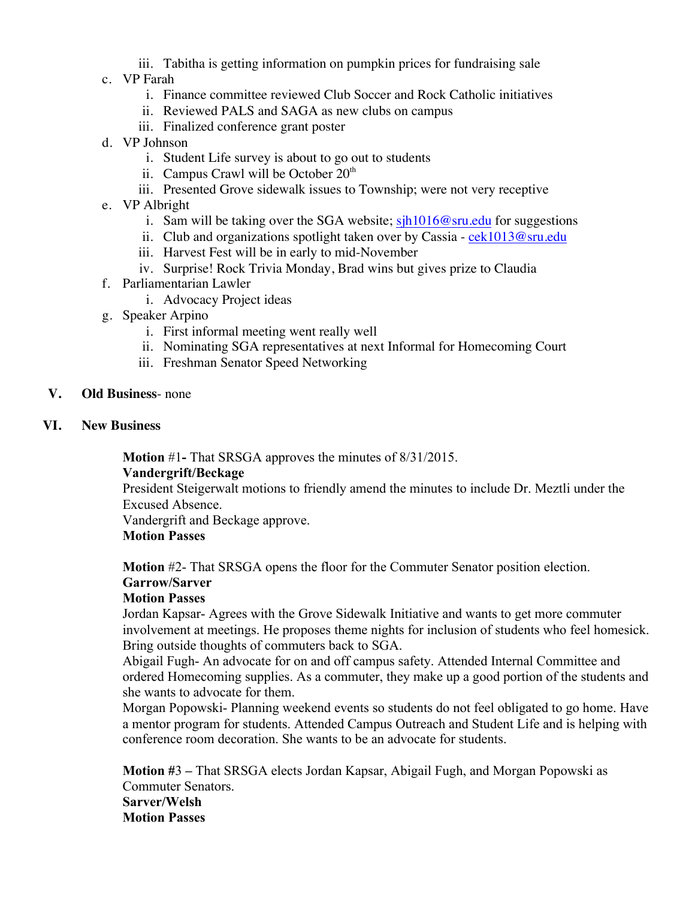iii. Tabitha is getting information on pumpkin prices for fundraising sale

c. VP Farah
    i. Finance committee reviewed Club Soccer and Rock Catholic initiatives
    ii. Reviewed PALS and SAGA as new clubs on campus
    iii. Finalized conference grant poster

d. VP Johnson
    i. Student Life survey is about to go out to students
    ii. Campus Crawl will be October 20th
    iii. Presented Grove sidewalk issues to Township; were not very receptive

e. VP Albright
    i. Sam will be taking over the SGA website; sjh1016@sru.edu for suggestions
    ii. Club and organizations spotlight taken over by Cassia - cek1013@sru.edu
    iii. Harvest Fest will be in early to mid-November
    iv. Surprise! Rock Trivia Monday, Brad wins but gives prize to Claudia

f. Parliamentarian Lawler
    i. Advocacy Project ideas

g. Speaker Arpino
    i. First informal meeting went really well
    ii. Nominating SGA representatives at next Informal for Homecoming Court
    iii. Freshman Senator Speed Networking

## V. Old Business- none

## VI. New Business

**Motion** #1**-** That SRSGA approves the minutes of 8/31/2015.
**Vandergrift/Beckage**
President Steigerwalt motions to friendly amend the minutes to include Dr. Meztli under the Excused Absence.
Vandergrift and Beckage approve.
**Motion Passes**

**Motion** #2- That SRSGA opens the floor for the Commuter Senator position election.
**Garrow/Sarver**
**Motion Passes**
Jordan Kapsar- Agrees with the Grove Sidewalk Initiative and wants to get more commuter involvement at meetings. He proposes theme nights for inclusion of students who feel homesick. Bring outside thoughts of commuters back to SGA.
Abigail Fugh- An advocate for on and off campus safety. Attended Internal Committee and ordered Homecoming supplies. As a commuter, they make up a good portion of the students and she wants to advocate for them.
Morgan Popowski- Planning weekend events so students do not feel obligated to go home. Have a mentor program for students. Attended Campus Outreach and Student Life and is helping with conference room decoration. She wants to be an advocate for students.

**Motion** #3 **–** That SRSGA elects Jordan Kapsar, Abigail Fugh, and Morgan Popowski as Commuter Senators.
**Sarver/Welsh**
**Motion Passes**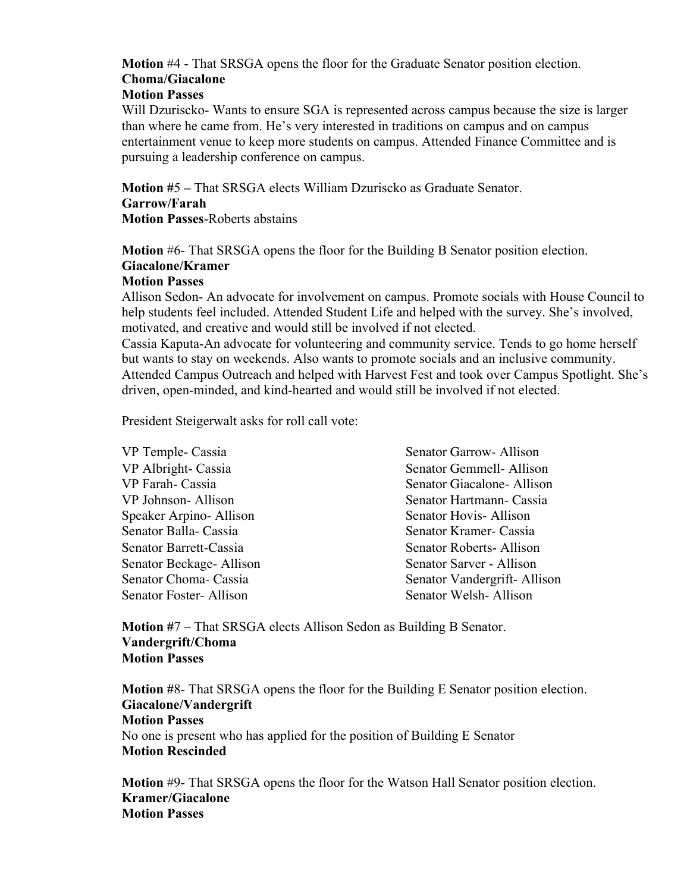**Motion** #4 - That SRSGA opens the floor for the Graduate Senator position election.
**Choma/Giacalone**
**Motion Passes**
Will Dzuriscko- Wants to ensure SGA is represented across campus because the size is larger than where he came from. He's very interested in traditions on campus and on campus entertainment venue to keep more students on campus. Attended Finance Committee and is pursuing a leadership conference on campus.

**Motion #**5 **–** That SRSGA elects William Dzuriscko as Graduate Senator.
**Garrow/Farah**
**Motion Passes**-Roberts abstains

**Motion** #6- That SRSGA opens the floor for the Building B Senator position election.
**Giacalone/Kramer**
**Motion Passes**
Allison Sedon- An advocate for involvement on campus. Promote socials with House Council to help students feel included. Attended Student Life and helped with the survey. She's involved, motivated, and creative and would still be involved if not elected.
Cassia Kaputa-An advocate for volunteering and community service. Tends to go home herself but wants to stay on weekends. Also wants to promote socials and an inclusive community. Attended Campus Outreach and helped with Harvest Fest and took over Campus Spotlight. She's driven, open-minded, and kind-hearted and would still be involved if not elected.

President Steigerwalt asks for roll call vote:

VP Temple- Cassia
VP Albright- Cassia
VP Farah- Cassia
VP Johnson- Allison
Speaker Arpino- Allison
Senator Balla- Cassia
Senator Barrett-Cassia
Senator Beckage- Allison
Senator Choma- Cassia
Senator Foster- Allison
Senator Garrow- Allison
Senator Gemmell- Allison
Senator Giacalone- Allison
Senator Hartmann- Cassia
Senator Hovis- Allison
Senator Kramer- Cassia
Senator Roberts- Allison
Senator Sarver - Allison
Senator Vandergrift- Allison
Senator Welsh- Allison

**Motion #**7 – That SRSGA elects Allison Sedon as Building B Senator.
**Vandergrift/Choma**
**Motion Passes**

**Motion #**8- That SRSGA opens the floor for the Building E Senator position election.
**Giacalone/Vandergrift**
**Motion Passes**
No one is present who has applied for the position of Building E Senator
**Motion Rescinded**

**Motion** #9- That SRSGA opens the floor for the Watson Hall Senator position election.
**Kramer/Giacalone**
**Motion Passes**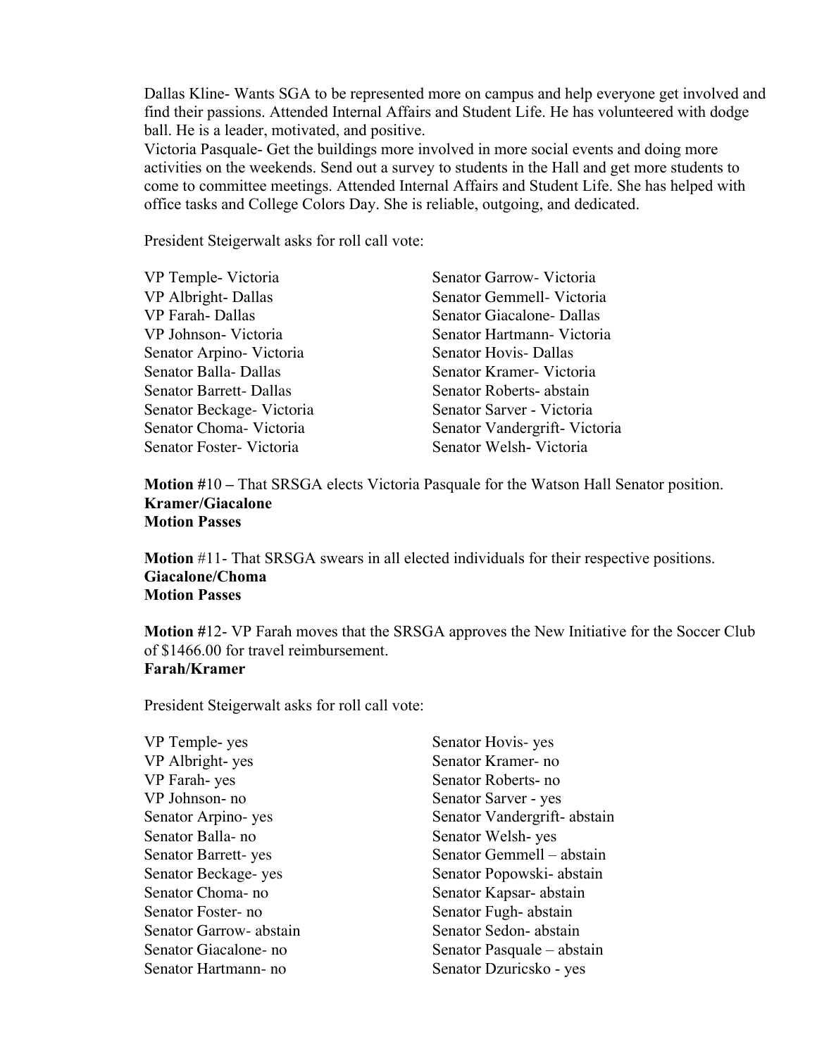Dallas Kline- Wants SGA to be represented more on campus and help everyone get involved and find their passions. Attended Internal Affairs and Student Life. He has volunteered with dodge ball. He is a leader, motivated, and positive.
Victoria Pasquale- Get the buildings more involved in more social events and doing more activities on the weekends. Send out a survey to students in the Hall and get more students to come to committee meetings. Attended Internal Affairs and Student Life. She has helped with office tasks and College Colors Day. She is reliable, outgoing, and dedicated.

President Steigerwalt asks for roll call vote:

VP Temple- Victoria
VP Albright- Dallas
VP Farah- Dallas
VP Johnson- Victoria
Senator Arpino- Victoria
Senator Balla- Dallas
Senator Barrett- Dallas
Senator Beckage- Victoria
Senator Choma- Victoria
Senator Foster- Victoria
Senator Garrow- Victoria
Senator Gemmell- Victoria
Senator Giacalone- Dallas
Senator Hartmann- Victoria
Senator Hovis- Dallas
Senator Kramer- Victoria
Senator Roberts- abstain
Senator Sarver - Victoria
Senator Vandergrift- Victoria
Senator Welsh- Victoria

**Motion #**10 – That SRSGA elects Victoria Pasquale for the Watson Hall Senator position.
**Kramer/Giacalone**
**Motion Passes**

**Motion** #11- That SRSGA swears in all elected individuals for their respective positions.
**Giacalone/Choma**
**Motion Passes**

**Motion #**12- VP Farah moves that the SRSGA approves the New Initiative for the Soccer Club of $1466.00 for travel reimbursement.
**Farah/Kramer**

President Steigerwalt asks for roll call vote:

VP Temple- yes
VP Albright- yes
VP Farah- yes
VP Johnson- no
Senator Arpino- yes
Senator Balla- no
Senator Barrett- yes
Senator Beckage- yes
Senator Choma- no
Senator Foster- no
Senator Garrow- abstain
Senator Giacalone- no
Senator Hartmann- no
Senator Hovis- yes
Senator Kramer- no
Senator Roberts- no
Senator Sarver - yes
Senator Vandergrift- abstain
Senator Welsh- yes
Senator Gemmell – abstain
Senator Popowski- abstain
Senator Kapsar- abstain
Senator Fugh- abstain
Senator Sedon- abstain
Senator Pasquale – abstain
Senator Dzuricsko - yes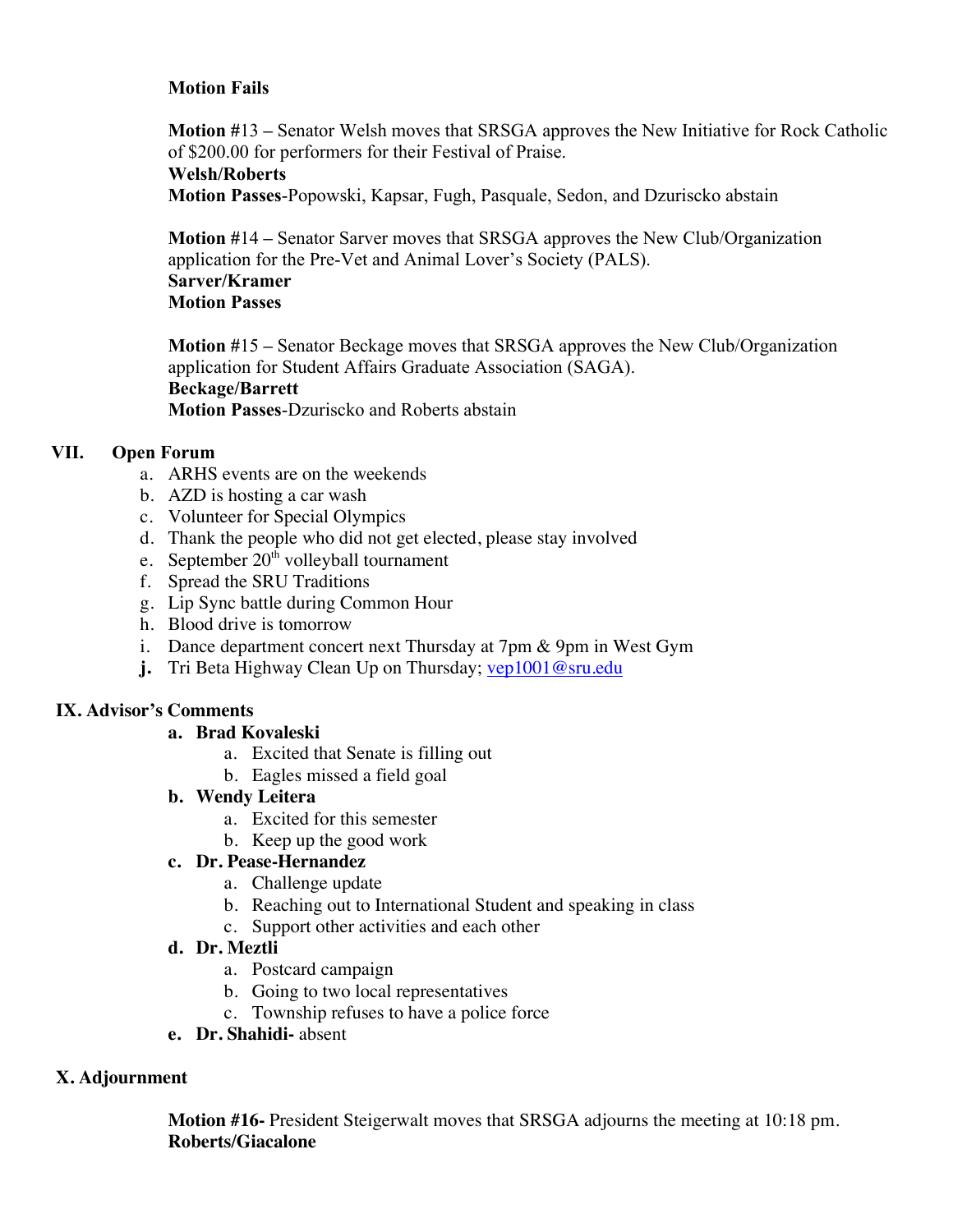**Motion Fails**

**Motion** #13 **–** Senator Welsh moves that SRSGA approves the New Initiative for Rock Catholic of $200.00 for performers for their Festival of Praise.
**Welsh/Roberts**
**Motion Passes**-Popowski, Kapsar, Fugh, Pasquale, Sedon, and Dzuriscko abstain

**Motion** #14 **–** Senator Sarver moves that SRSGA approves the New Club/Organization application for the Pre-Vet and Animal Lover's Society (PALS).
**Sarver/Kramer**
**Motion Passes**

**Motion** #15 **–** Senator Beckage moves that SRSGA approves the New Club/Organization application for Student Affairs Graduate Association (SAGA).
**Beckage/Barrett**
**Motion Passes**-Dzuriscko and Roberts abstain

## VII. Open Forum

a. ARHS events are on the weekends
b. AZD is hosting a car wash
c. Volunteer for Special Olympics
d. Thank the people who did not get elected, please stay involved
e. September 20th volleyball tournament
f. Spread the SRU Traditions
g. Lip Sync battle during Common Hour
h. Blood drive is tomorrow
i. Dance department concert next Thursday at 7pm & 9pm in West Gym
j. Tri Beta Highway Clean Up on Thursday; vep1001@sru.edu

## IX. Advisor's Comments

**a. Brad Kovaleski**
  a. Excited that Senate is filling out
  b. Eagles missed a field goal

**b. Wendy Leitera**
  a. Excited for this semester
  b. Keep up the good work

**c. Dr. Pease-Hernandez**
  a. Challenge update
  b. Reaching out to International Student and speaking in class
  c. Support other activities and each other

**d. Dr. Meztli**
  a. Postcard campaign
  b. Going to two local representatives
  c. Township refuses to have a police force

**e. Dr. Shahidi-** absent

## X. Adjournment

**Motion #16-** President Steigerwalt moves that SRSGA adjourns the meeting at 10:18 pm.
**Roberts/Giacalone**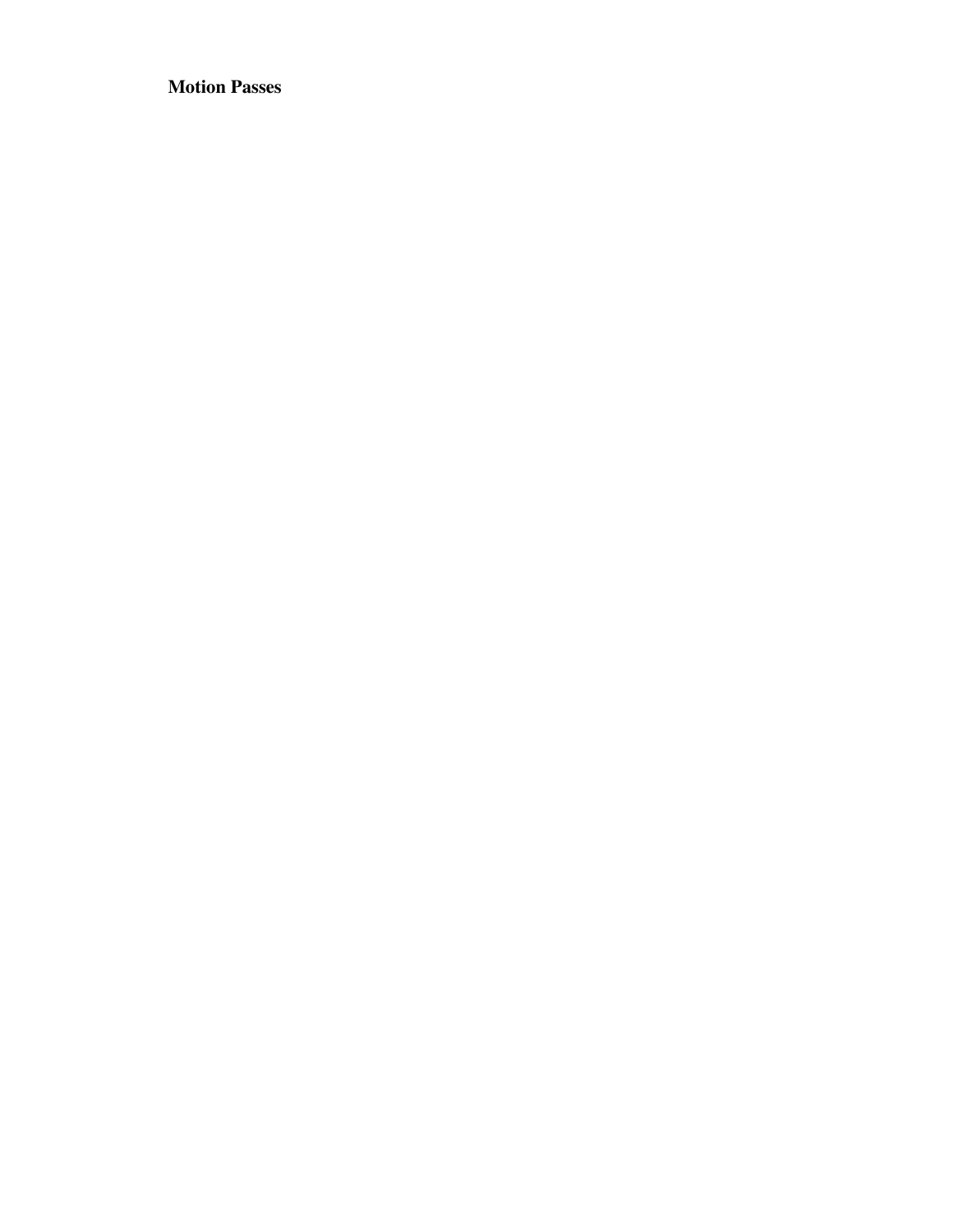**Motion Passes**